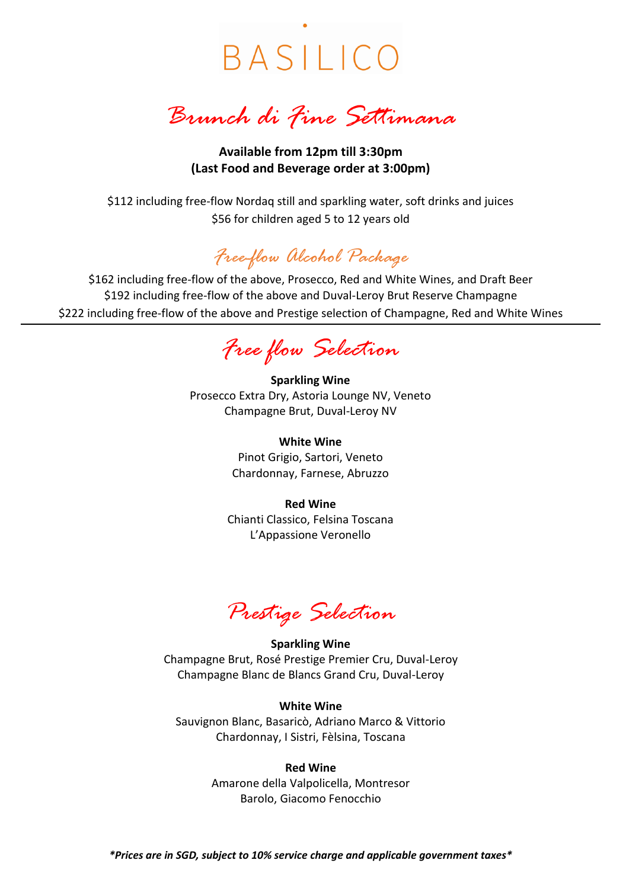# BASILICO

## Brunch di Fine Settimana

**Available from 12pm till 3:30pm**
**(Last Food and Beverage order at 3:00pm)**

$112 including free-flow Nordaq still and sparkling water, soft drinks and juices
$56 for children aged 5 to 12 years old

### Free-flow Alcohol Package

$162 including free-flow of the above, Prosecco, Red and White Wines, and Draft Beer
$192 including free-flow of the above and Duval-Leroy Brut Reserve Champagne
$222 including free-flow of the above and Prestige selection of Champagne, Red and White Wines

---

## Free flow Selection

**Sparkling Wine**
Prosecco Extra Dry, Astoria Lounge NV, Veneto
Champagne Brut, Duval-Leroy NV

**White Wine**
Pinot Grigio, Sartori, Veneto
Chardonnay, Farnese, Abruzzo

**Red Wine**
Chianti Classico, Felsina Toscana
L'Appassione Veronello

## Prestige Selection

**Sparkling Wine**
Champagne Brut, Rosé Prestige Premier Cru, Duval-Leroy
Champagne Blanc de Blancs Grand Cru, Duval-Leroy

**White Wine**
Sauvignon Blanc, Basaricò, Adriano Marco & Vittorio
Chardonnay, I Sistri, Fèlsina, Toscana

**Red Wine**
Amarone della Valpolicella, Montresor
Barolo, Giacomo Fenocchio

***Prices are in SGD, subject to 10% service charge and applicable government taxes***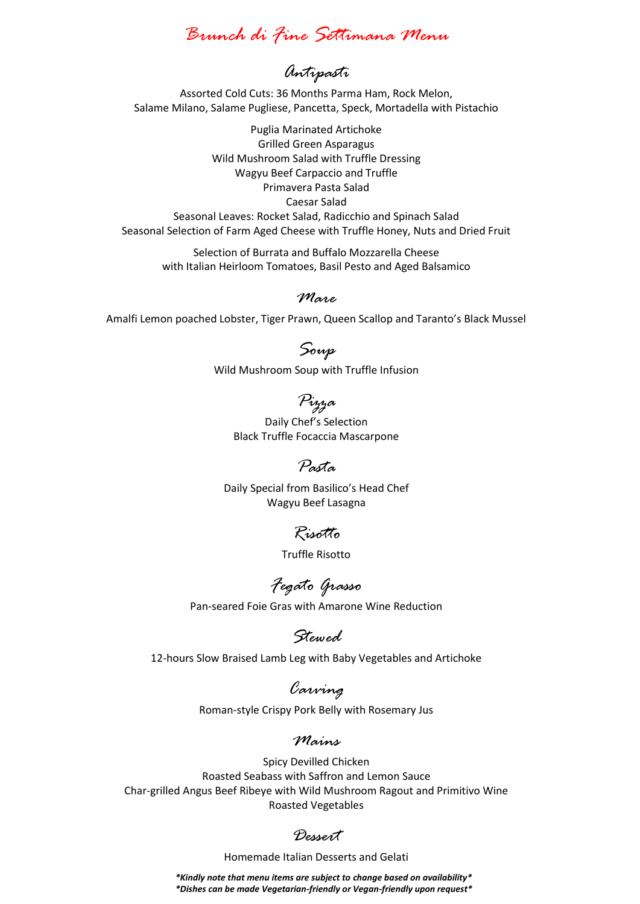# Brunch di Fine Settimana Menu

## Antipasti

Assorted Cold Cuts: 36 Months Parma Ham, Rock Melon,
Salame Milano, Salame Pugliese, Pancetta, Speck, Mortadella with Pistachio

Puglia Marinated Artichoke
Grilled Green Asparagus
Wild Mushroom Salad with Truffle Dressing
Wagyu Beef Carpaccio and Truffle
Primavera Pasta Salad
Caesar Salad
Seasonal Leaves: Rocket Salad, Radicchio and Spinach Salad
Seasonal Selection of Farm Aged Cheese with Truffle Honey, Nuts and Dried Fruit

Selection of Burrata and Buffalo Mozzarella Cheese
with Italian Heirloom Tomatoes, Basil Pesto and Aged Balsamico

## Mare

Amalfi Lemon poached Lobster, Tiger Prawn, Queen Scallop and Taranto's Black Mussel

## Soup

Wild Mushroom Soup with Truffle Infusion

## Pizza

Daily Chef's Selection
Black Truffle Focaccia Mascarpone

## Pasta

Daily Special from Basilico's Head Chef
Wagyu Beef Lasagna

## Risotto

Truffle Risotto

## Fegato Grasso

Pan-seared Foie Gras with Amarone Wine Reduction

## Stewed

12-hours Slow Braised Lamb Leg with Baby Vegetables and Artichoke

## Carving

Roman-style Crispy Pork Belly with Rosemary Jus

## Mains

Spicy Devilled Chicken
Roasted Seabass with Saffron and Lemon Sauce
Char-grilled Angus Beef Ribeye with Wild Mushroom Ragout and Primitivo Wine
Roasted Vegetables

## Dessert

Homemade Italian Desserts and Gelati

***Kindly note that menu items are subject to change based on availability***
***Dishes can be made Vegetarian-friendly or Vegan-friendly upon request***